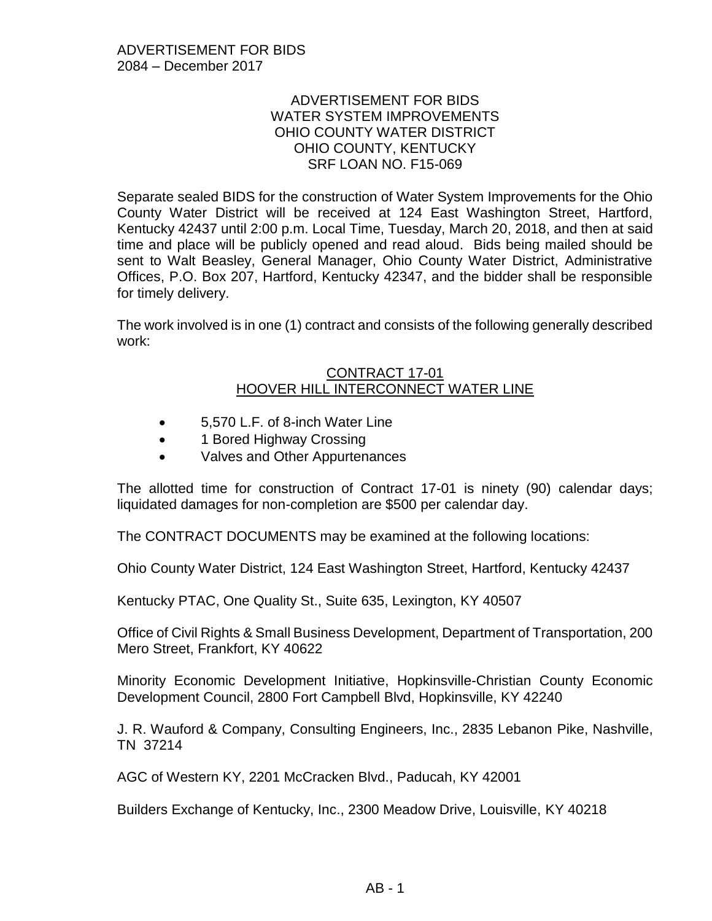ADVERTISEMENT FOR BIDS
2084 – December 2017

# ADVERTISEMENT FOR BIDS
## WATER SYSTEM IMPROVEMENTS
## OHIO COUNTY WATER DISTRICT
## OHIO COUNTY, KENTUCKY
## SRF LOAN NO. F15-069

Separate sealed BIDS for the construction of Water System Improvements for the Ohio County Water District will be received at 124 East Washington Street, Hartford, Kentucky 42437 until 2:00 p.m. Local Time, Tuesday, March 20, 2018, and then at said time and place will be publicly opened and read aloud. Bids being mailed should be sent to Walt Beasley, General Manager, Ohio County Water District, Administrative Offices, P.O. Box 207, Hartford, Kentucky 42347, and the bidder shall be responsible for timely delivery.

The work involved is in one (1) contract and consists of the following generally described work:

### CONTRACT 17-01
### HOOVER HILL INTERCONNECT WATER LINE

- 5,570 L.F. of 8-inch Water Line
- 1 Bored Highway Crossing
- Valves and Other Appurtenances

The allotted time for construction of Contract 17-01 is ninety (90) calendar days; liquidated damages for non-completion are $500 per calendar day.

The CONTRACT DOCUMENTS may be examined at the following locations:

Ohio County Water District, 124 East Washington Street, Hartford, Kentucky 42437

Kentucky PTAC, One Quality St., Suite 635, Lexington, KY 40507

Office of Civil Rights & Small Business Development, Department of Transportation, 200 Mero Street, Frankfort, KY 40622

Minority Economic Development Initiative, Hopkinsville-Christian County Economic Development Council, 2800 Fort Campbell Blvd, Hopkinsville, KY 42240

J. R. Wauford & Company, Consulting Engineers, Inc., 2835 Lebanon Pike, Nashville, TN 37214

AGC of Western KY, 2201 McCracken Blvd., Paducah, KY 42001

Builders Exchange of Kentucky, Inc., 2300 Meadow Drive, Louisville, KY 40218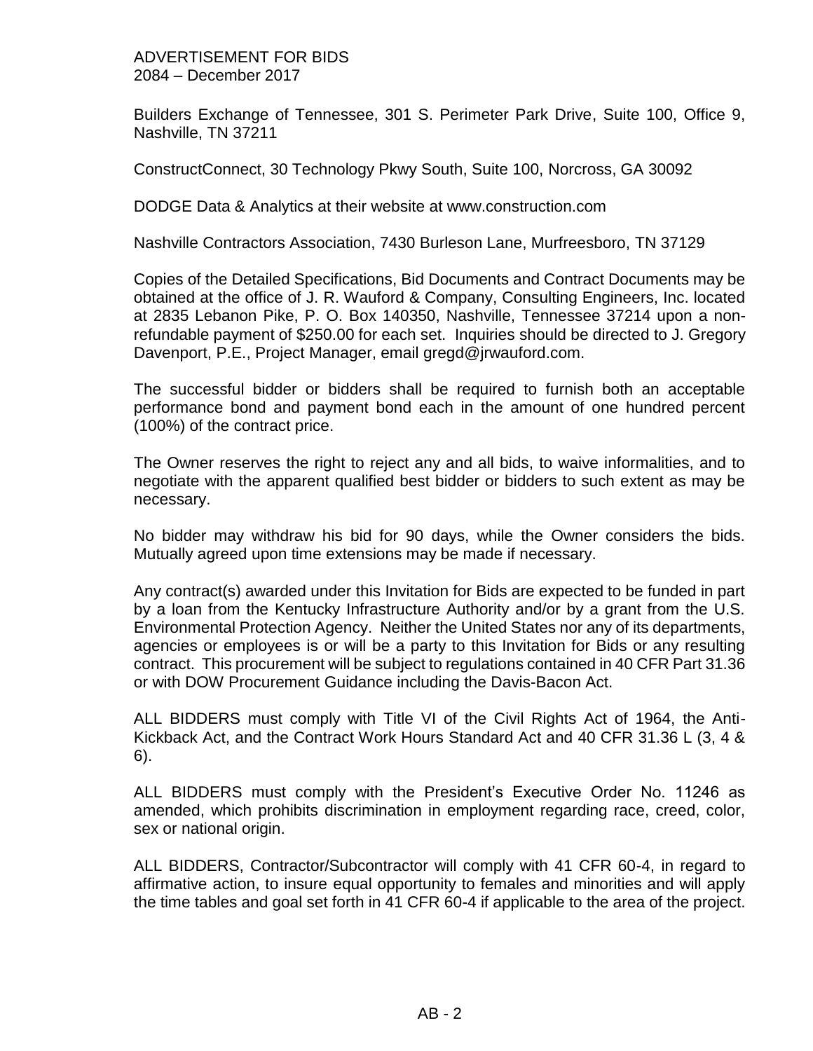ADVERTISEMENT FOR BIDS
2084 – December 2017

Builders Exchange of Tennessee, 301 S. Perimeter Park Drive, Suite 100, Office 9, Nashville, TN 37211

ConstructConnect, 30 Technology Pkwy South, Suite 100, Norcross, GA 30092

DODGE Data & Analytics at their website at www.construction.com

Nashville Contractors Association, 7430 Burleson Lane, Murfreesboro, TN 37129

Copies of the Detailed Specifications, Bid Documents and Contract Documents may be obtained at the office of J. R. Wauford & Company, Consulting Engineers, Inc. located at 2835 Lebanon Pike, P. O. Box 140350, Nashville, Tennessee 37214 upon a non-refundable payment of $250.00 for each set. Inquiries should be directed to J. Gregory Davenport, P.E., Project Manager, email gregd@jrwauford.com.

The successful bidder or bidders shall be required to furnish both an acceptable performance bond and payment bond each in the amount of one hundred percent (100%) of the contract price.

The Owner reserves the right to reject any and all bids, to waive informalities, and to negotiate with the apparent qualified best bidder or bidders to such extent as may be necessary.

No bidder may withdraw his bid for 90 days, while the Owner considers the bids. Mutually agreed upon time extensions may be made if necessary.

Any contract(s) awarded under this Invitation for Bids are expected to be funded in part by a loan from the Kentucky Infrastructure Authority and/or by a grant from the U.S. Environmental Protection Agency. Neither the United States nor any of its departments, agencies or employees is or will be a party to this Invitation for Bids or any resulting contract. This procurement will be subject to regulations contained in 40 CFR Part 31.36 or with DOW Procurement Guidance including the Davis-Bacon Act.

ALL BIDDERS must comply with Title VI of the Civil Rights Act of 1964, the Anti-Kickback Act, and the Contract Work Hours Standard Act and 40 CFR 31.36 L (3, 4 & 6).

ALL BIDDERS must comply with the President's Executive Order No. 11246 as amended, which prohibits discrimination in employment regarding race, creed, color, sex or national origin.

ALL BIDDERS, Contractor/Subcontractor will comply with 41 CFR 60-4, in regard to affirmative action, to insure equal opportunity to females and minorities and will apply the time tables and goal set forth in 41 CFR 60-4 if applicable to the area of the project.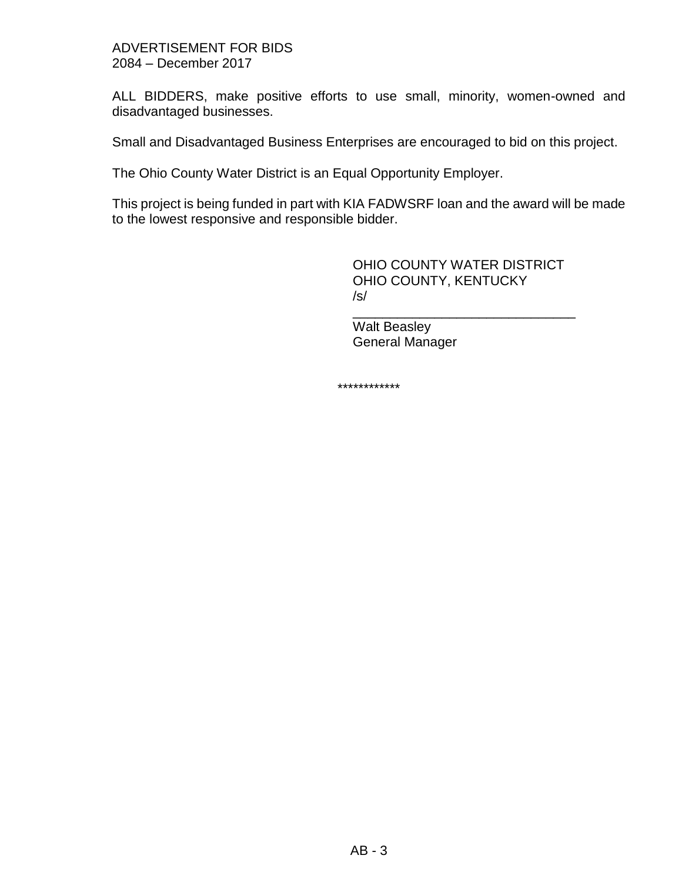ALL BIDDERS, make positive efforts to use small, minority, women-owned and disadvantaged businesses.

Small and Disadvantaged Business Enterprises are encouraged to bid on this project.

The Ohio County Water District is an Equal Opportunity Employer.

This project is being funded in part with KIA FADWSRF loan and the award will be made to the lowest responsive and responsible bidder.

OHIO COUNTY WATER DISTRICT
OHIO COUNTY, KENTUCKY
/s/
\_\_\_\_\_\_\_\_\_\_\_\_\_\_\_\_\_\_\_\_\_\_\_\_\_\_\_\_\_\_\_\_
Walt Beasley
General Manager

************